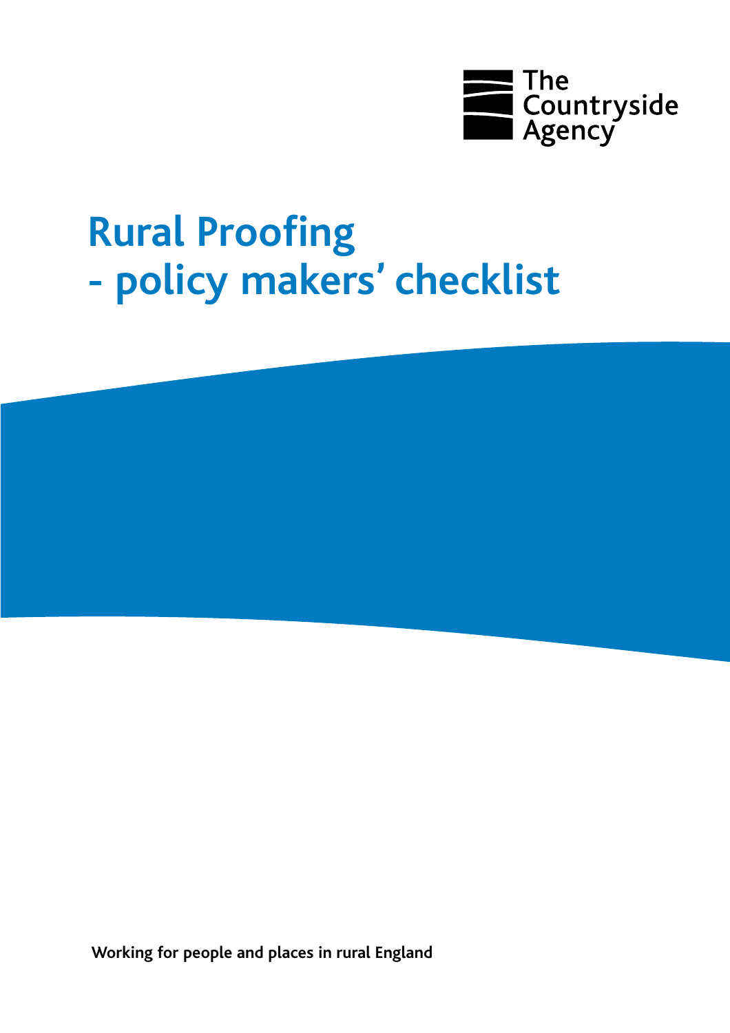The Countryside Agency

# Rural Proofing - policy makers' checklist

**Working for people and places in rural England**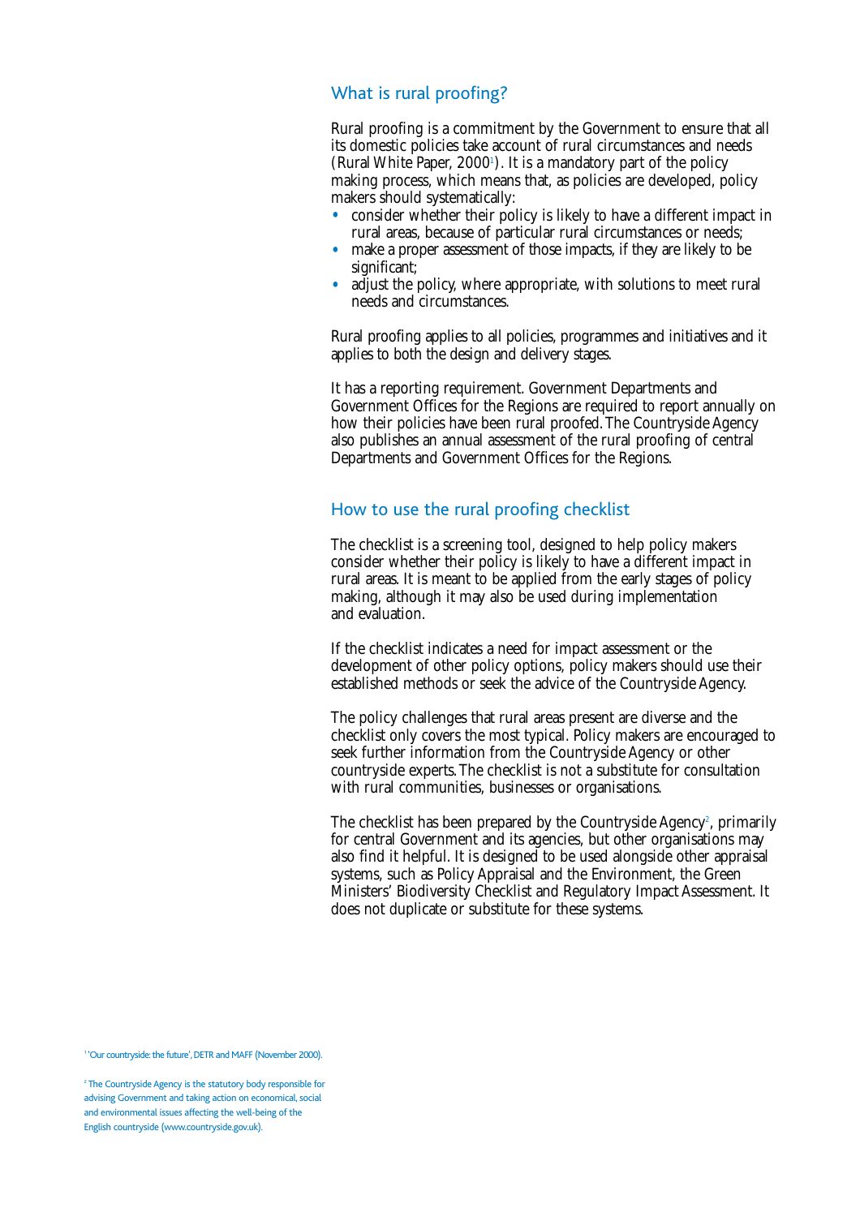## What is rural proofing?

Rural proofing is a commitment by the Government to ensure that all its domestic policies take account of rural circumstances and needs (Rural White Paper, 2000[1]). It is a mandatory part of the policy making process, which means that, as policies are developed, policy makers should systematically:

- consider whether their policy is likely to have a different impact in rural areas, because of particular rural circumstances or needs;
- make a proper assessment of those impacts, if they are likely to be significant;
- adjust the policy, where appropriate, with solutions to meet rural needs and circumstances.

Rural proofing applies to all policies, programmes and initiatives and it applies to both the design and delivery stages.

It has a reporting requirement. Government Departments and Government Offices for the Regions are required to report annually on how their policies have been rural proofed. The Countryside Agency also publishes an annual assessment of the rural proofing of central Departments and Government Offices for the Regions.

## How to use the rural proofing checklist

The checklist is a screening tool, designed to help policy makers consider whether their policy is likely to have a different impact in rural areas. It is meant to be applied from the early stages of policy making, although it may also be used during implementation and evaluation.

If the checklist indicates a need for impact assessment or the development of other policy options, policy makers should use their established methods or seek the advice of the Countryside Agency.

The policy challenges that rural areas present are diverse and the checklist only covers the most typical. Policy makers are encouraged to seek further information from the Countryside Agency or other countryside experts. The checklist is not a substitute for consultation with rural communities, businesses or organisations.

The checklist has been prepared by the Countryside Agency[2], primarily for central Government and its agencies, but other organisations may also find it helpful. It is designed to be used alongside other appraisal systems, such as Policy Appraisal and the Environment, the Green Ministers' Biodiversity Checklist and Regulatory Impact Assessment. It does not duplicate or substitute for these systems.

---

[1] 'Our countryside: the future', DETR and MAFF (November 2000).

[2] The Countryside Agency is the statutory body responsible for advising Government and taking action on economical, social and environmental issues affecting the well-being of the English countryside (www.countryside.gov.uk).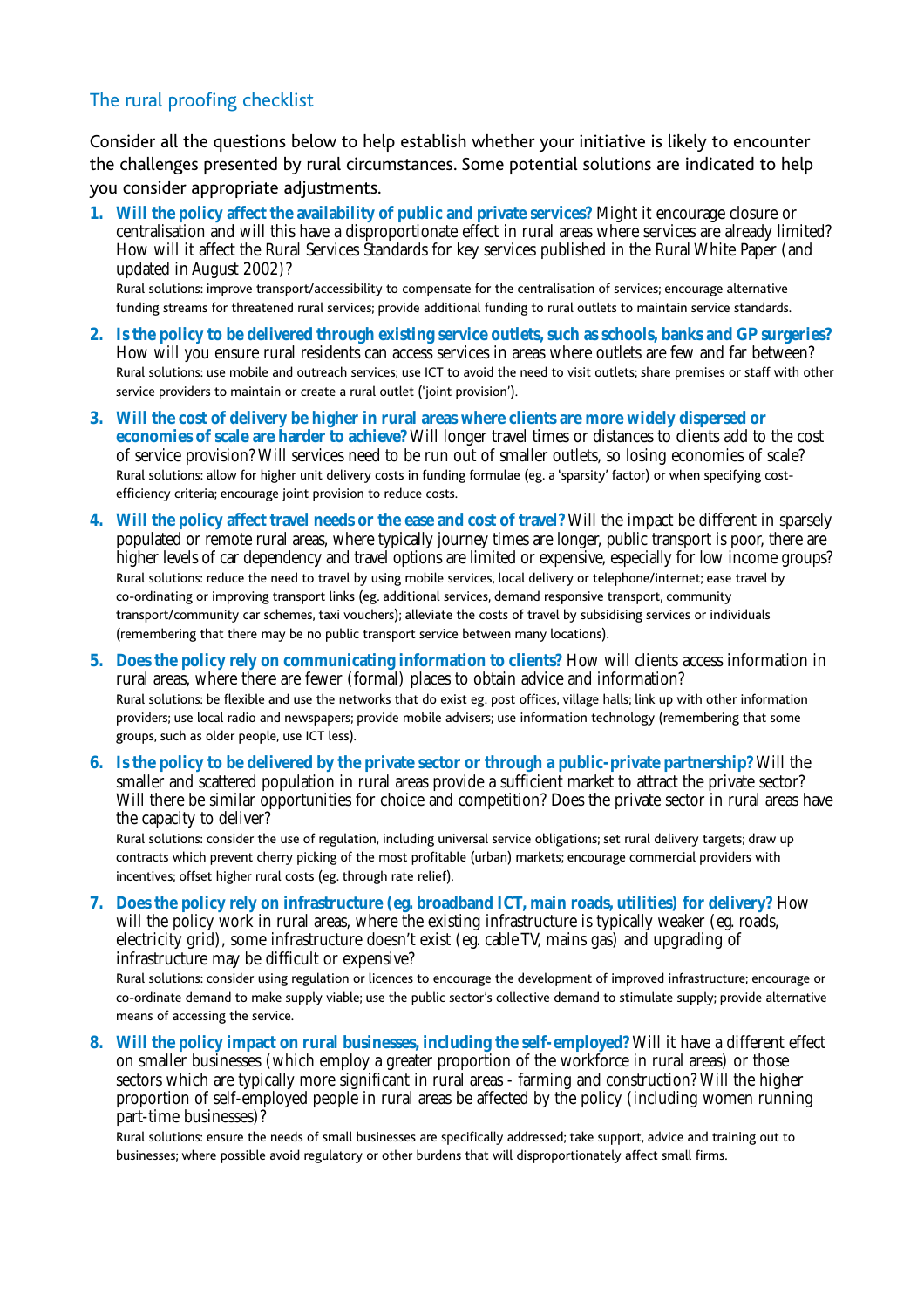## The rural proofing checklist

Consider all the questions below to help establish whether your initiative is likely to encounter the challenges presented by rural circumstances. Some potential solutions are indicated to help you consider appropriate adjustments.

1. **Will the policy affect the availability of public and private services?** Might it encourage closure or centralisation and will this have a disproportionate effect in rural areas where services are already limited? How will it affect the Rural Services Standards for key services published in the Rural White Paper (and updated in August 2002)?

   Rural solutions: improve transport/accessibility to compensate for the centralisation of services; encourage alternative funding streams for threatened rural services; provide additional funding to rural outlets to maintain service standards.

2. **Is the policy to be delivered through existing service outlets, such as schools, banks and GP surgeries?** How will you ensure rural residents can access services in areas where outlets are few and far between?

   Rural solutions: use mobile and outreach services; use ICT to avoid the need to visit outlets; share premises or staff with other service providers to maintain or create a rural outlet ('joint provision').

3. **Will the cost of delivery be higher in rural areas where clients are more widely dispersed or economies of scale are harder to achieve?** Will longer travel times or distances to clients add to the cost of service provision? Will services need to be run out of smaller outlets, so losing economies of scale?

   Rural solutions: allow for higher unit delivery costs in funding formulae (eg. a 'sparsity' factor) or when specifying cost-efficiency criteria; encourage joint provision to reduce costs.

4. **Will the policy affect travel needs or the ease and cost of travel?** Will the impact be different in sparsely populated or remote rural areas, where typically journey times are longer, public transport is poor, there are higher levels of car dependency and travel options are limited or expensive, especially for low income groups?

   Rural solutions: reduce the need to travel by using mobile services, local delivery or telephone/internet; ease travel by co-ordinating or improving transport links (eg. additional services, demand responsive transport, community transport/community car schemes, taxi vouchers); alleviate the costs of travel by subsidising services or individuals (remembering that there may be no public transport service between many locations).

5. **Does the policy rely on communicating information to clients?** How will clients access information in rural areas, where there are fewer (formal) places to obtain advice and information?

   Rural solutions: be flexible and use the networks that do exist eg. post offices, village halls; link up with other information providers; use local radio and newspapers; provide mobile advisers; use information technology (remembering that some groups, such as older people, use ICT less).

6. **Is the policy to be delivered by the private sector or through a public-private partnership?** Will the smaller and scattered population in rural areas provide a sufficient market to attract the private sector? Will there be similar opportunities for choice and competition? Does the private sector in rural areas have the capacity to deliver?

   Rural solutions: consider the use of regulation, including universal service obligations; set rural delivery targets; draw up contracts which prevent cherry picking of the most profitable (urban) markets; encourage commercial providers with incentives; offset higher rural costs (eg. through rate relief).

7. **Does the policy rely on infrastructure (eg. broadband ICT, main roads, utilities) for delivery?** How will the policy work in rural areas, where the existing infrastructure is typically weaker (eg. roads, electricity grid), some infrastructure doesn't exist (eg. cable TV, mains gas) and upgrading of infrastructure may be difficult or expensive?

   Rural solutions: consider using regulation or licences to encourage the development of improved infrastructure; encourage or co-ordinate demand to make supply viable; use the public sector's collective demand to stimulate supply; provide alternative means of accessing the service.

8. **Will the policy impact on rural businesses, including the self-employed?** Will it have a different effect on smaller businesses (which employ a greater proportion of the workforce in rural areas) or those sectors which are typically more significant in rural areas - farming and construction? Will the higher proportion of self-employed people in rural areas be affected by the policy (including women running part-time businesses)?

   Rural solutions: ensure the needs of small businesses are specifically addressed; take support, advice and training out to businesses; where possible avoid regulatory or other burdens that will disproportionately affect small firms.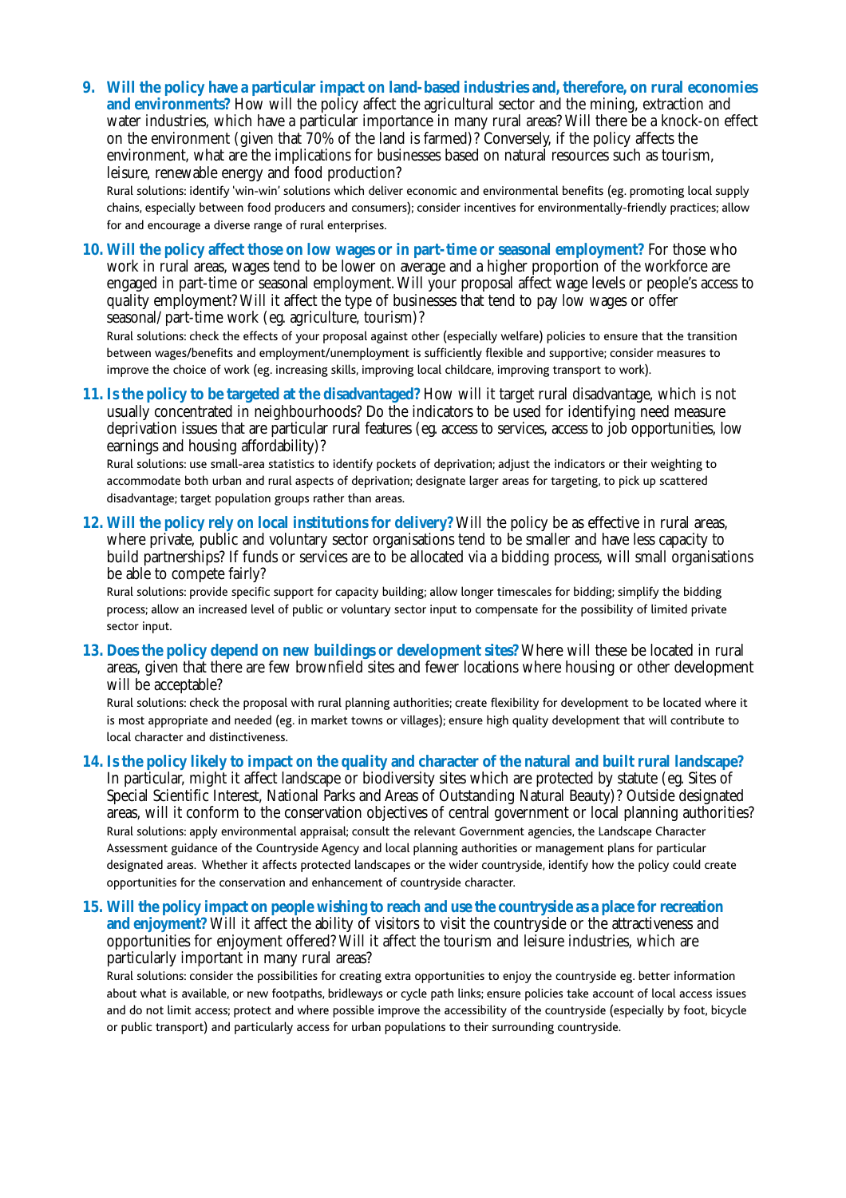9. **Will the policy have a particular impact on land-based industries and, therefore, on rural economies and environments?** How will the policy affect the agricultural sector and the mining, extraction and water industries, which have a particular importance in many rural areas? Will there be a knock-on effect on the environment (given that 70% of the land is farmed)? Conversely, if the policy affects the environment, what are the implications for businesses based on natural resources such as tourism, leisure, renewable energy and food production?

   Rural solutions: identify 'win-win' solutions which deliver economic and environmental benefits (eg. promoting local supply chains, especially between food producers and consumers); consider incentives for environmentally-friendly practices; allow for and encourage a diverse range of rural enterprises.

10. **Will the policy affect those on low wages or in part-time or seasonal employment?** For those who work in rural areas, wages tend to be lower on average and a higher proportion of the workforce are engaged in part-time or seasonal employment. Will your proposal affect wage levels or people's access to quality employment? Will it affect the type of businesses that tend to pay low wages or offer seasonal/part-time work (eg. agriculture, tourism)?

    Rural solutions: check the effects of your proposal against other (especially welfare) policies to ensure that the transition between wages/benefits and employment/unemployment is sufficiently flexible and supportive; consider measures to improve the choice of work (eg. increasing skills, improving local childcare, improving transport to work).

11. **Is the policy to be targeted at the disadvantaged?** How will it target rural disadvantage, which is not usually concentrated in neighbourhoods? Do the indicators to be used for identifying need measure deprivation issues that are particular rural features (eg. access to services, access to job opportunities, low earnings and housing affordability)?

    Rural solutions: use small-area statistics to identify pockets of deprivation; adjust the indicators or their weighting to accommodate both urban and rural aspects of deprivation; designate larger areas for targeting, to pick up scattered disadvantage; target population groups rather than areas.

12. **Will the policy rely on local institutions for delivery?** Will the policy be as effective in rural areas, where private, public and voluntary sector organisations tend to be smaller and have less capacity to build partnerships? If funds or services are to be allocated via a bidding process, will small organisations be able to compete fairly?

    Rural solutions: provide specific support for capacity building; allow longer timescales for bidding; simplify the bidding process; allow an increased level of public or voluntary sector input to compensate for the possibility of limited private sector input.

13. **Does the policy depend on new buildings or development sites?** Where will these be located in rural areas, given that there are few brownfield sites and fewer locations where housing or other development will be acceptable?

    Rural solutions: check the proposal with rural planning authorities; create flexibility for development to be located where it is most appropriate and needed (eg. in market towns or villages); ensure high quality development that will contribute to local character and distinctiveness.

14. **Is the policy likely to impact on the quality and character of the natural and built rural landscape?** In particular, might it affect landscape or biodiversity sites which are protected by statute (eg. Sites of Special Scientific Interest, National Parks and Areas of Outstanding Natural Beauty)? Outside designated areas, will it conform to the conservation objectives of central government or local planning authorities?

    Rural solutions: apply environmental appraisal; consult the relevant Government agencies, the Landscape Character Assessment guidance of the Countryside Agency and local planning authorities or management plans for particular designated areas. Whether it affects protected landscapes or the wider countryside, identify how the policy could create opportunities for the conservation and enhancement of countryside character.

15. **Will the policy impact on people wishing to reach and use the countryside as a place for recreation and enjoyment?** Will it affect the ability of visitors to visit the countryside or the attractiveness and opportunities for enjoyment offered? Will it affect the tourism and leisure industries, which are particularly important in many rural areas?

    Rural solutions: consider the possibilities for creating extra opportunities to enjoy the countryside eg. better information about what is available, or new footpaths, bridleways or cycle path links; ensure policies take account of local access issues and do not limit access; protect and where possible improve the accessibility of the countryside (especially by foot, bicycle or public transport) and particularly access for urban populations to their surrounding countryside.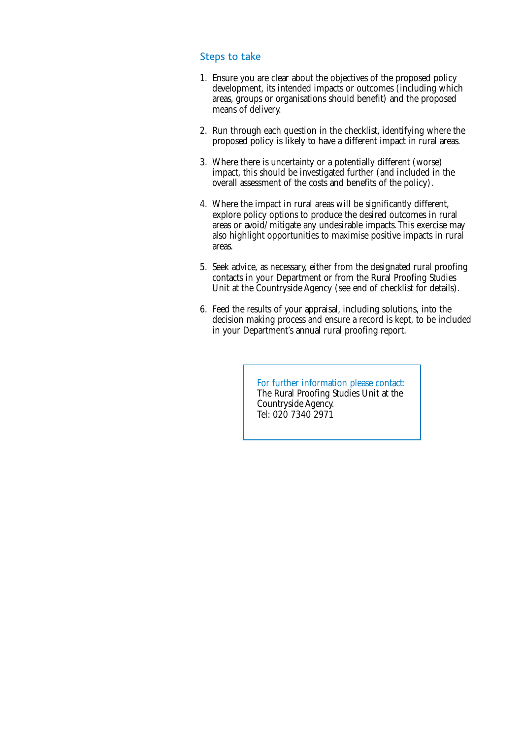## Steps to take

1. Ensure you are clear about the objectives of the proposed policy development, its intended impacts or outcomes (including which areas, groups or organisations should benefit) and the proposed means of delivery.

2. Run through each question in the checklist, identifying where the proposed policy is likely to have a different impact in rural areas.

3. Where there is uncertainty or a potentially different (worse) impact, this should be investigated further (and included in the overall assessment of the costs and benefits of the policy).

4. Where the impact in rural areas will be significantly different, explore policy options to produce the desired outcomes in rural areas or avoid/mitigate any undesirable impacts. This exercise may also highlight opportunities to maximise positive impacts in rural areas.

5. Seek advice, as necessary, either from the designated rural proofing contacts in your Department or from the Rural Proofing Studies Unit at the Countryside Agency (see end of checklist for details).

6. Feed the results of your appraisal, including solutions, into the decision making process and ensure a record is kept, to be included in your Department's annual rural proofing report.

For further information please contact:
The Rural Proofing Studies Unit at the Countryside Agency.
Tel: 020 7340 2971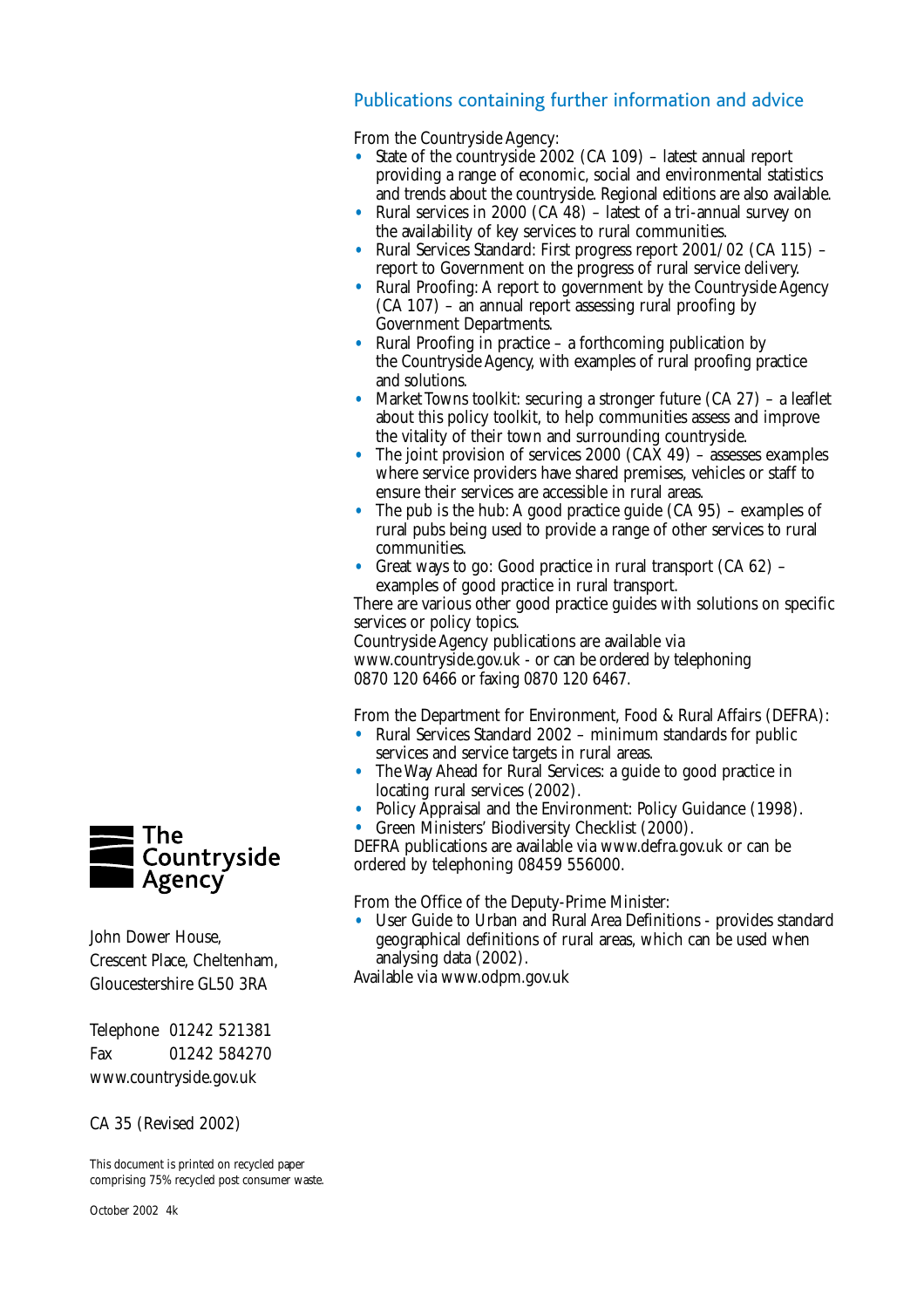## Publications containing further information and advice

From the Countryside Agency:

- State of the countryside 2002 (CA 109) – latest annual report providing a range of economic, social and environmental statistics and trends about the countryside. Regional editions are also available.
- Rural services in 2000 (CA 48) – latest of a tri-annual survey on the availability of key services to rural communities.
- Rural Services Standard: First progress report 2001/02 (CA 115) – report to Government on the progress of rural service delivery.
- Rural Proofing: A report to government by the Countryside Agency (CA 107) – an annual report assessing rural proofing by Government Departments.
- Rural Proofing in practice – a forthcoming publication by the Countryside Agency, with examples of rural proofing practice and solutions.
- Market Towns toolkit: securing a stronger future (CA 27) – a leaflet about this policy toolkit, to help communities assess and improve the vitality of their town and surrounding countryside.
- The joint provision of services 2000 (CAX 49) – assesses examples where service providers have shared premises, vehicles or staff to ensure their services are accessible in rural areas.
- The pub is the hub: A good practice guide (CA 95) – examples of rural pubs being used to provide a range of other services to rural communities.
- Great ways to go: Good practice in rural transport (CA 62) – examples of good practice in rural transport.

There are various other good practice guides with solutions on specific services or policy topics.

Countryside Agency publications are available via www.countryside.gov.uk - or can be ordered by telephoning 0870 120 6466 or faxing 0870 120 6467.

From the Department for Environment, Food & Rural Affairs (DEFRA):

- Rural Services Standard 2002 – minimum standards for public services and service targets in rural areas.
- The Way Ahead for Rural Services: a guide to good practice in locating rural services (2002).
- Policy Appraisal and the Environment: Policy Guidance (1998).
- Green Ministers' Biodiversity Checklist (2000).

DEFRA publications are available via www.defra.gov.uk or can be ordered by telephoning 08459 556000.

From the Office of the Deputy-Prime Minister:

- User Guide to Urban and Rural Area Definitions - provides standard geographical definitions of rural areas, which can be used when analysing data (2002).

Available via www.odpm.gov.uk

The Countryside Agency

John Dower House,
Crescent Place, Cheltenham,
Gloucestershire GL50 3RA

Telephone 01242 521381
Fax 01242 584270
www.countryside.gov.uk

CA 35 (Revised 2002)

This document is printed on recycled paper comprising 75% recycled post consumer waste.

October 2002 4k